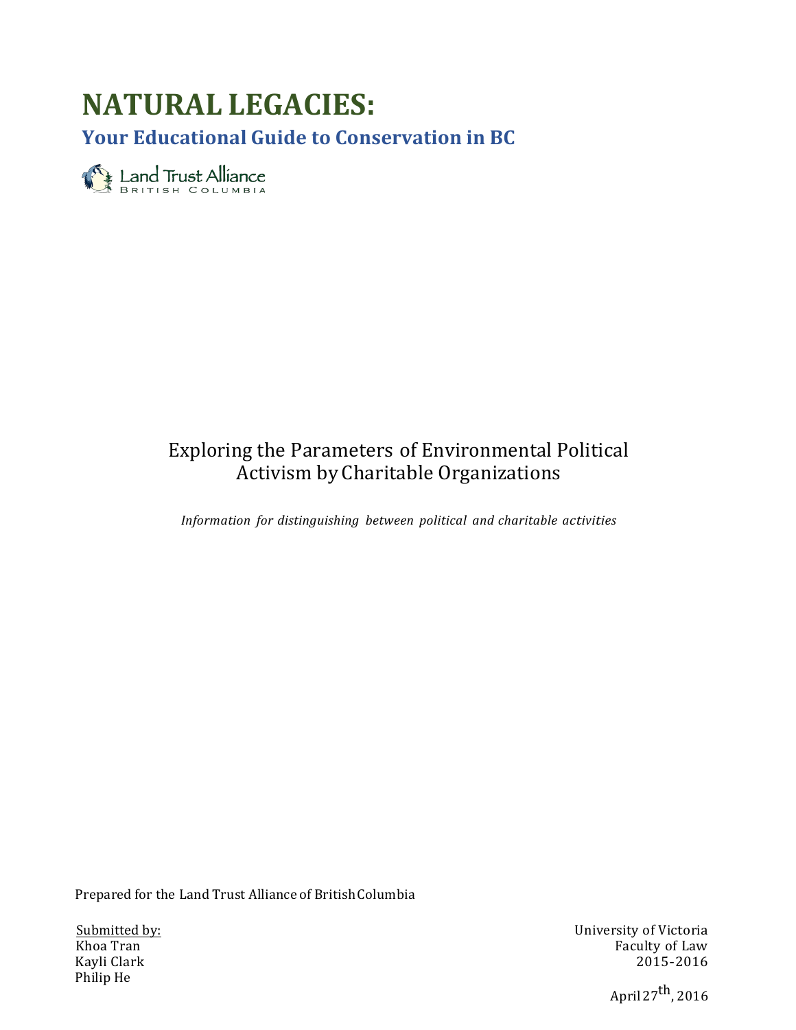# NATURAL LEGACIES:

## Your Educational Guide to Conservation in BC

Land Trust Alliance
BRITISH COLUMBIA

Exploring the Parameters of Environmental Political Activism by Charitable Organizations

*Information for distinguishing between political and charitable activities*

Prepared for the Land Trust Alliance of British Columbia

Submitted by:
Khoa Tran
Kayli Clark
Philip He

University of Victoria
Faculty of Law
2015-2016

April 27th, 2016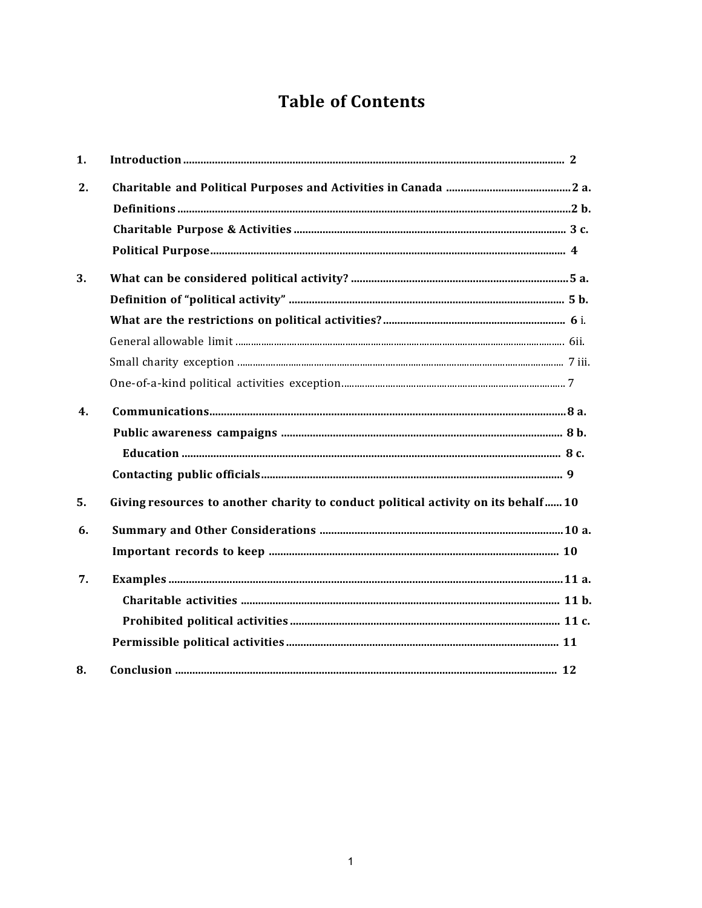# Table of Contents

1. **Introduction** .......... 2
2. **Charitable and Political Purposes and Activities in Canada** .......... 2 a.
   **Definitions** .......... 2 b.
   **Charitable Purpose & Activities** .......... 3 c.
   **Political Purpose** .......... 4
3. **What can be considered political activity?** .......... 5 a.
   **Definition of "political activity"** .......... 5 b.
   **What are the restrictions on political activities?** .......... 6 i.
   General allowable limit .......... 6ii.
   Small charity exception .......... 7 iii.
   One-of-a-kind political activities exception .......... 7
4. **Communications** .......... 8 a.
   **Public awareness campaigns** .......... 8 b.
   **Education** .......... 8 c.
   **Contacting public officials** .......... 9
5. **Giving resources to another charity to conduct political activity on its behalf** .......... 10
6. **Summary and Other Considerations** .......... 10 a.
   **Important records to keep** .......... 10
7. **Examples** .......... 11 a.
   **Charitable activities** .......... 11 b.
   **Prohibited political activities** .......... 11 c.
   **Permissible political activities** .......... 11
8. **Conclusion** .......... 12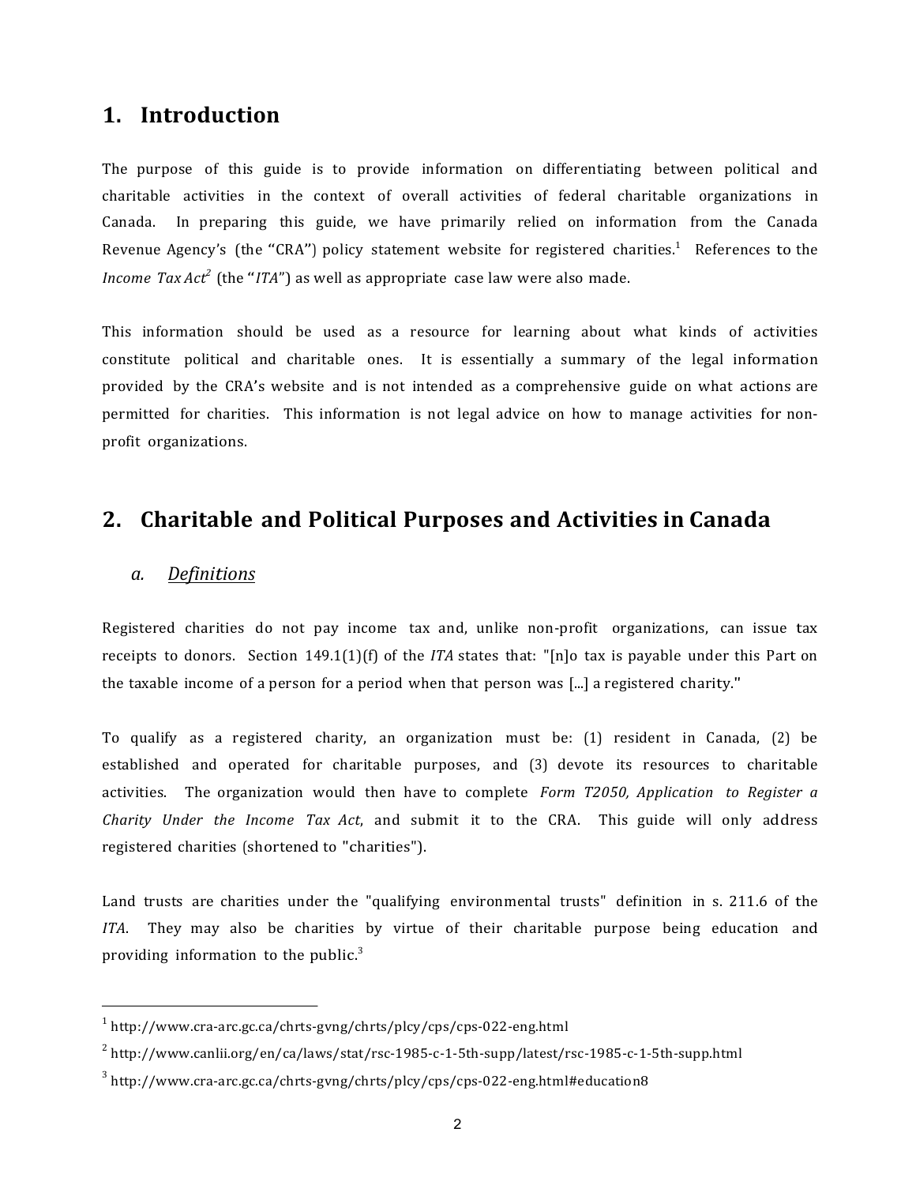# 1. Introduction

The purpose of this guide is to provide information on differentiating between political and charitable activities in the context of overall activities of federal charitable organizations in Canada. In preparing this guide, we have primarily relied on information from the Canada Revenue Agency's (the "CRA") policy statement website for registered charities.[1] References to the *Income Tax Act*[2] (the "*ITA*") as well as appropriate case law were also made.

This information should be used as a resource for learning about what kinds of activities constitute political and charitable ones. It is essentially a summary of the legal information provided by the CRA's website and is not intended as a comprehensive guide on what actions are permitted for charities. This information is not legal advice on how to manage activities for non-profit organizations.

# 2. Charitable and Political Purposes and Activities in Canada

## *a. Definitions*

Registered charities do not pay income tax and, unlike non-profit organizations, can issue tax receipts to donors. Section 149.1(1)(f) of the *ITA* states that: "[n]o tax is payable under this Part on the taxable income of a person for a period when that person was [...] a registered charity."

To qualify as a registered charity, an organization must be: (1) resident in Canada, (2) be established and operated for charitable purposes, and (3) devote its resources to charitable activities. The organization would then have to complete *Form T2050, Application to Register a Charity Under the Income Tax Act*, and submit it to the CRA. This guide will only address registered charities (shortened to "charities").

Land trusts are charities under the "qualifying environmental trusts" definition in s. 211.6 of the *ITA*. They may also be charities by virtue of their charitable purpose being education and providing information to the public.[3]

---

[1] http://www.cra-arc.gc.ca/chrts-gvng/chrts/plcy/cps/cps-022-eng.html

[2] http://www.canlii.org/en/ca/laws/stat/rsc-1985-c-1-5th-supp/latest/rsc-1985-c-1-5th-supp.html

[3] http://www.cra-arc.gc.ca/chrts-gvng/chrts/plcy/cps/cps-022-eng.html#education8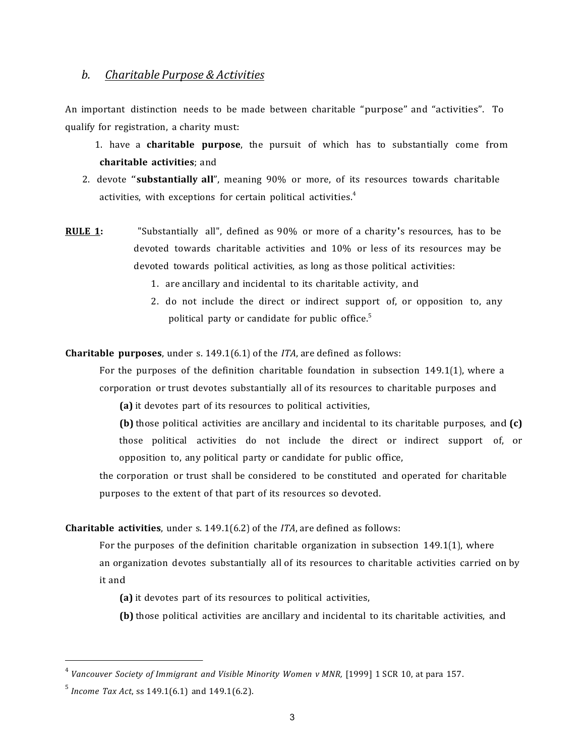### *b. Charitable Purpose & Activities*

An important distinction needs to be made between charitable "purpose" and "activities". To qualify for registration, a charity must:

1. have a **charitable purpose**, the pursuit of which has to substantially come from **charitable activities**; and
2. devote **"substantially all"**, meaning 90% or more, of its resources towards charitable activities, with exceptions for certain political activities.[4]

**RULE 1:** "Substantially all", defined as 90% or more of a charity's resources, has to be devoted towards charitable activities and 10% or less of its resources may be devoted towards political activities, as long as those political activities:

1. are ancillary and incidental to its charitable activity, and
2. do not include the direct or indirect support of, or opposition to, any political party or candidate for public office.[5]

**Charitable purposes**, under s. 149.1(6.1) of the *ITA*, are defined as follows:

> For the purposes of the definition charitable foundation in subsection 149.1(1), where a corporation or trust devotes substantially all of its resources to charitable purposes and
>
> **(a)** it devotes part of its resources to political activities,
>
> **(b)** those political activities are ancillary and incidental to its charitable purposes, and **(c)** those political activities do not include the direct or indirect support of, or opposition to, any political party or candidate for public office,
>
> the corporation or trust shall be considered to be constituted and operated for charitable purposes to the extent of that part of its resources so devoted.

**Charitable activities**, under s. 149.1(6.2) of the *ITA*, are defined as follows:

> For the purposes of the definition charitable organization in subsection 149.1(1), where an organization devotes substantially all of its resources to charitable activities carried on by it and
>
> **(a)** it devotes part of its resources to political activities,
>
> **(b)** those political activities are ancillary and incidental to its charitable activities, and

---

[4] *Vancouver Society of Immigrant and Visible Minority Women v MNR,* [1999] 1 SCR 10, at para 157.

[5] *Income Tax Act*, ss 149.1(6.1) and 149.1(6.2).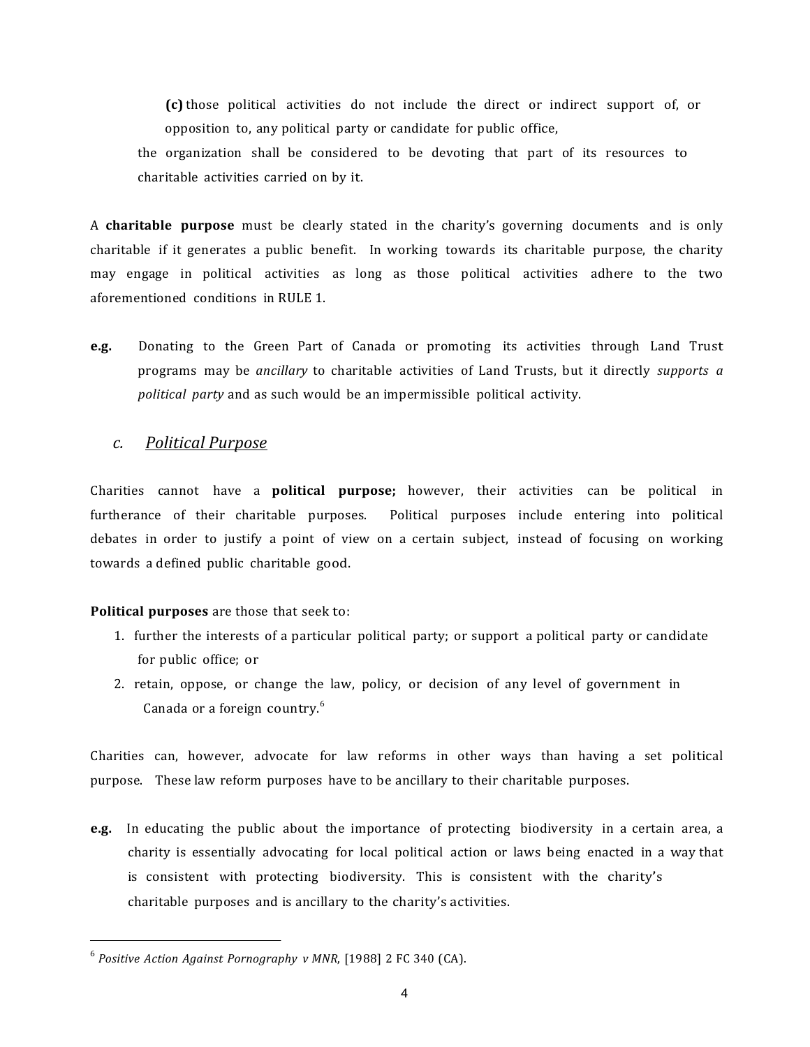**(c)** those political activities do not include the direct or indirect support of, or opposition to, any political party or candidate for public office,

the organization shall be considered to be devoting that part of its resources to charitable activities carried on by it.

A **charitable purpose** must be clearly stated in the charity's governing documents and is only charitable if it generates a public benefit. In working towards its charitable purpose, the charity may engage in political activities as long as those political activities adhere to the two aforementioned conditions in RULE 1.

**e.g.** Donating to the Green Part of Canada or promoting its activities through Land Trust programs may be *ancillary* to charitable activities of Land Trusts, but it directly *supports a political party* and as such would be an impermissible political activity.

### *c. Political Purpose*

Charities cannot have a **political purpose;** however, their activities can be political in furtherance of their charitable purposes. Political purposes include entering into political debates in order to justify a point of view on a certain subject, instead of focusing on working towards a defined public charitable good.

**Political purposes** are those that seek to:

1. further the interests of a particular political party; or support a political party or candidate for public office; or
2. retain, oppose, or change the law, policy, or decision of any level of government in Canada or a foreign country.[6]

Charities can, however, advocate for law reforms in other ways than having a set political purpose. These law reform purposes have to be ancillary to their charitable purposes.

**e.g.** In educating the public about the importance of protecting biodiversity in a certain area, a charity is essentially advocating for local political action or laws being enacted in a way that is consistent with protecting biodiversity. This is consistent with the charity's charitable purposes and is ancillary to the charity's activities.

---

[6] *Positive Action Against Pornography v MNR*, [1988] 2 FC 340 (CA).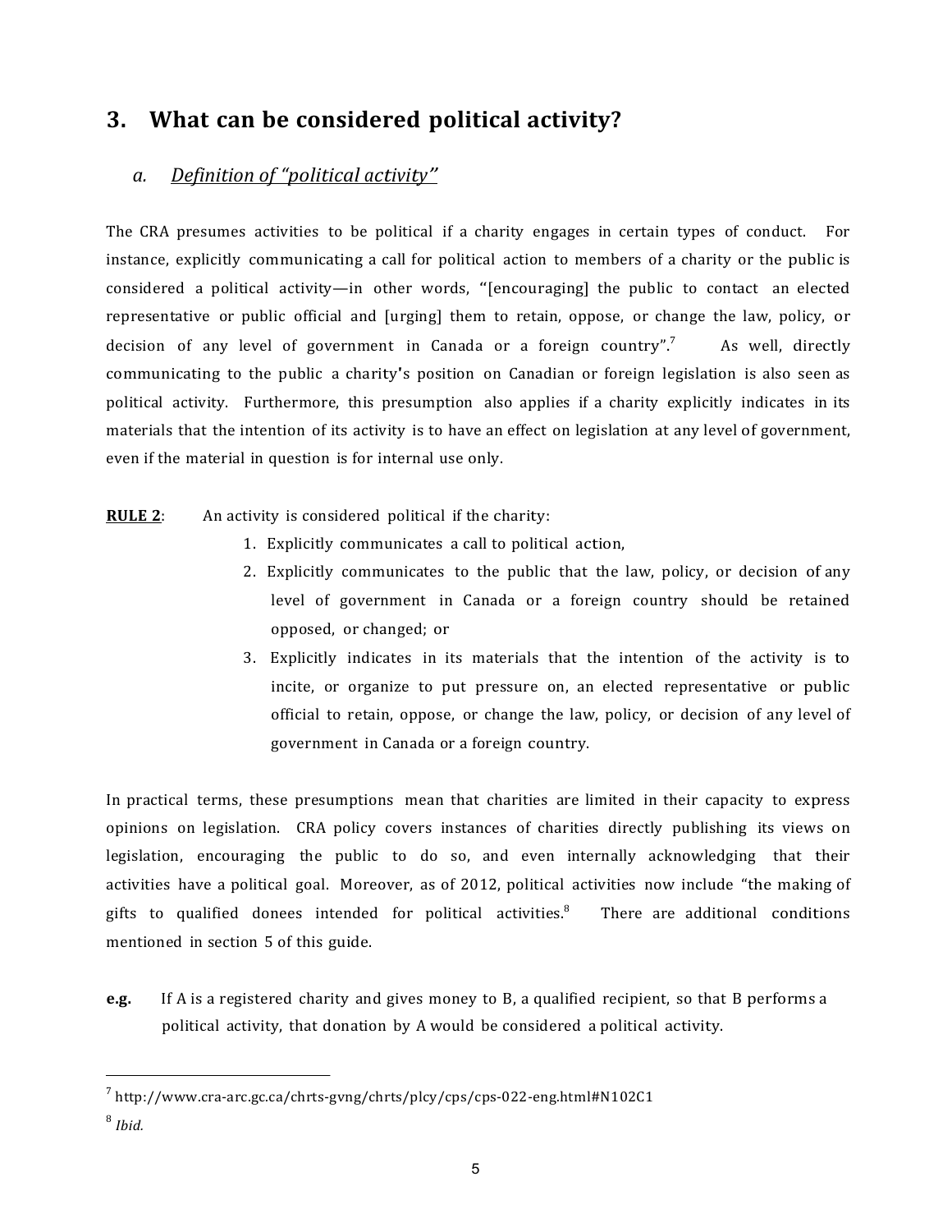## 3. What can be considered political activity?

### a. *Definition of "political activity"*

The CRA presumes activities to be political if a charity engages in certain types of conduct. For instance, explicitly communicating a call for political action to members of a charity or the public is considered a political activity—in other words, "[encouraging] the public to contact an elected representative or public official and [urging] them to retain, oppose, or change the law, policy, or decision of any level of government in Canada or a foreign country".[7] As well, directly communicating to the public a charity's position on Canadian or foreign legislation is also seen as political activity. Furthermore, this presumption also applies if a charity explicitly indicates in its materials that the intention of its activity is to have an effect on legislation at any level of government, even if the material in question is for internal use only.

**RULE 2**: An activity is considered political if the charity:

1. Explicitly communicates a call to political action,
2. Explicitly communicates to the public that the law, policy, or decision of any level of government in Canada or a foreign country should be retained opposed, or changed; or
3. Explicitly indicates in its materials that the intention of the activity is to incite, or organize to put pressure on, an elected representative or public official to retain, oppose, or change the law, policy, or decision of any level of government in Canada or a foreign country.

In practical terms, these presumptions mean that charities are limited in their capacity to express opinions on legislation. CRA policy covers instances of charities directly publishing its views on legislation, encouraging the public to do so, and even internally acknowledging that their activities have a political goal. Moreover, as of 2012, political activities now include "the making of gifts to qualified donees intended for political activities.[8] There are additional conditions mentioned in section 5 of this guide.

**e.g.** If A is a registered charity and gives money to B, a qualified recipient, so that B performs a political activity, that donation by A would be considered a political activity.

---

[7] http://www.cra-arc.gc.ca/chrts-gvng/chrts/plcy/cps/cps-022-eng.html#N102C1

[8] *Ibid.*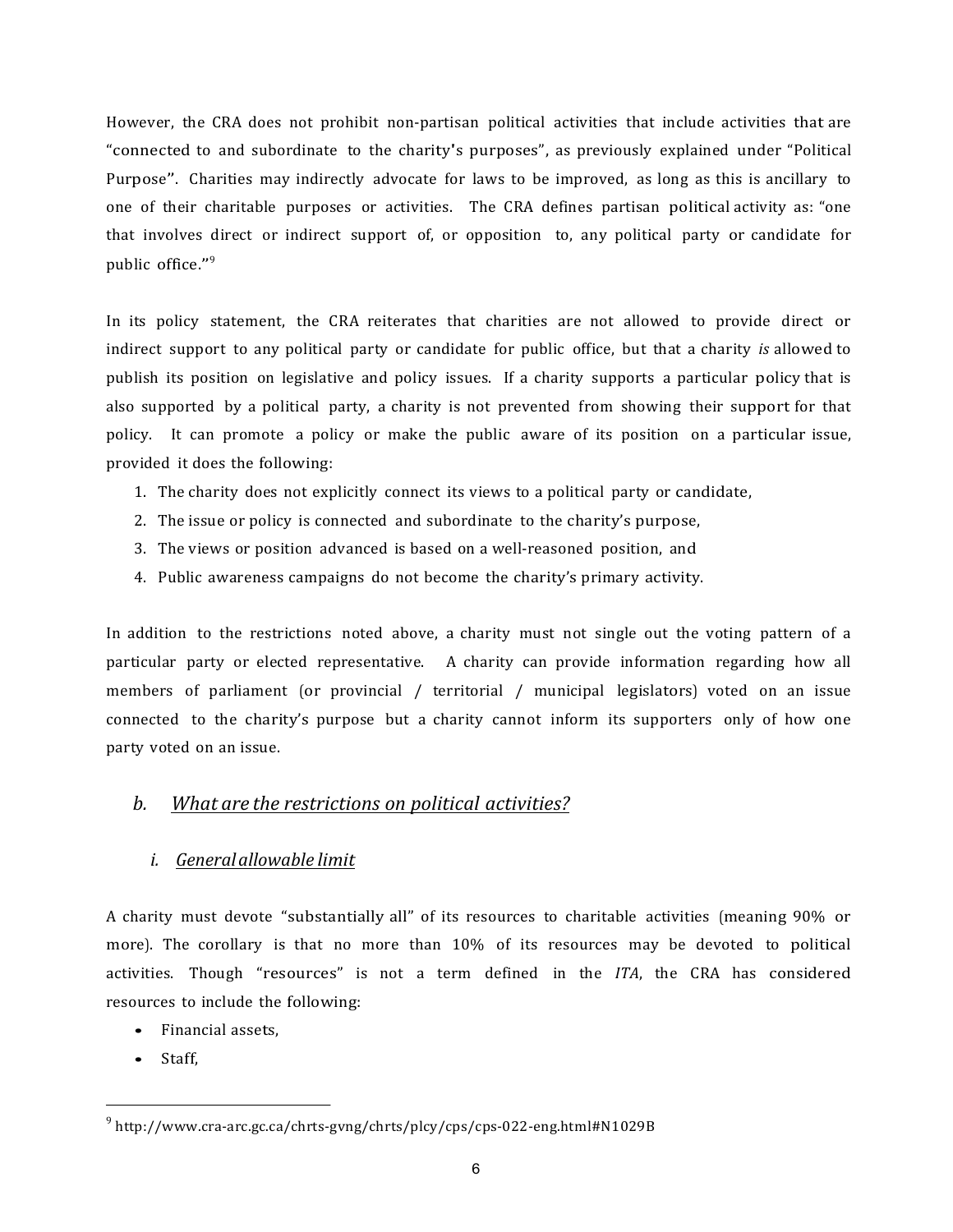However, the CRA does not prohibit non-partisan political activities that include activities that are "connected to and subordinate to the charity's purposes", as previously explained under "Political Purpose". Charities may indirectly advocate for laws to be improved, as long as this is ancillary to one of their charitable purposes or activities. The CRA defines partisan political activity as: "one that involves direct or indirect support of, or opposition to, any political party or candidate for public office."[9]

In its policy statement, the CRA reiterates that charities are not allowed to provide direct or indirect support to any political party or candidate for public office, but that a charity *is* allowed to publish its position on legislative and policy issues. If a charity supports a particular policy that is also supported by a political party, a charity is not prevented from showing their support for that policy. It can promote a policy or make the public aware of its position on a particular issue, provided it does the following:

1. The charity does not explicitly connect its views to a political party or candidate,
2. The issue or policy is connected and subordinate to the charity's purpose,
3. The views or position advanced is based on a well-reasoned position, and
4. Public awareness campaigns do not become the charity's primary activity.

In addition to the restrictions noted above, a charity must not single out the voting pattern of a particular party or elected representative. A charity can provide information regarding how all members of parliament (or provincial / territorial / municipal legislators) voted on an issue connected to the charity's purpose but a charity cannot inform its supporters only of how one party voted on an issue.

## *b. What are the restrictions on political activities?*

### *i. General allowable limit*

A charity must devote "substantially all" of its resources to charitable activities (meaning 90% or more). The corollary is that no more than 10% of its resources may be devoted to political activities. Though "resources" is not a term defined in the *ITA*, the CRA has considered resources to include the following:

- Financial assets,
- Staff,

[9] http://www.cra-arc.gc.ca/chrts-gvng/chrts/plcy/cps/cps-022-eng.html#N1029B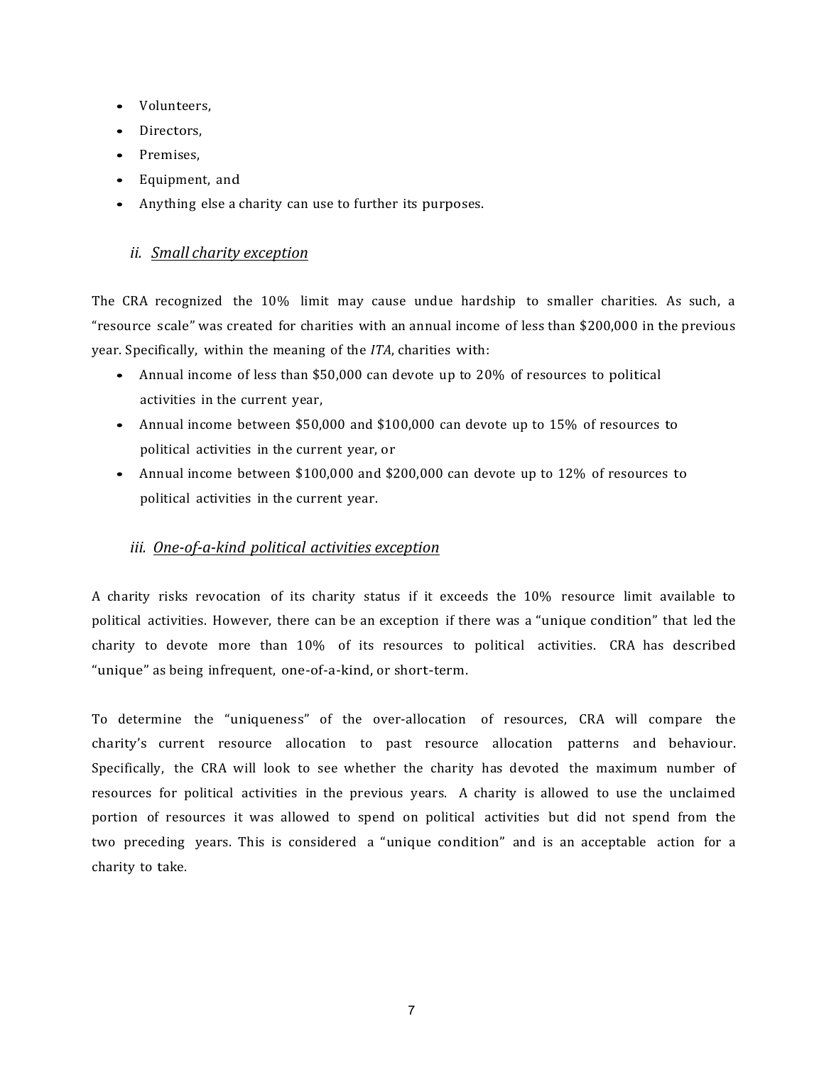- Volunteers,
- Directors,
- Premises,
- Equipment, and
- Anything else a charity can use to further its purposes.

### *ii. Small charity exception*

The CRA recognized the 10% limit may cause undue hardship to smaller charities. As such, a "resource scale" was created for charities with an annual income of less than $200,000 in the previous year. Specifically, within the meaning of the *ITA*, charities with:

- Annual income of less than $50,000 can devote up to 20% of resources to political activities in the current year,
- Annual income between $50,000 and $100,000 can devote up to 15% of resources to political activities in the current year, or
- Annual income between $100,000 and $200,000 can devote up to 12% of resources to political activities in the current year.

### *iii. One-of-a-kind political activities exception*

A charity risks revocation of its charity status if it exceeds the 10% resource limit available to political activities. However, there can be an exception if there was a "unique condition" that led the charity to devote more than 10% of its resources to political activities. CRA has described "unique" as being infrequent, one-of-a-kind, or short-term.

To determine the "uniqueness" of the over-allocation of resources, CRA will compare the charity's current resource allocation to past resource allocation patterns and behaviour. Specifically, the CRA will look to see whether the charity has devoted the maximum number of resources for political activities in the previous years. A charity is allowed to use the unclaimed portion of resources it was allowed to spend on political activities but did not spend from the two preceding years. This is considered a "unique condition" and is an acceptable action for a charity to take.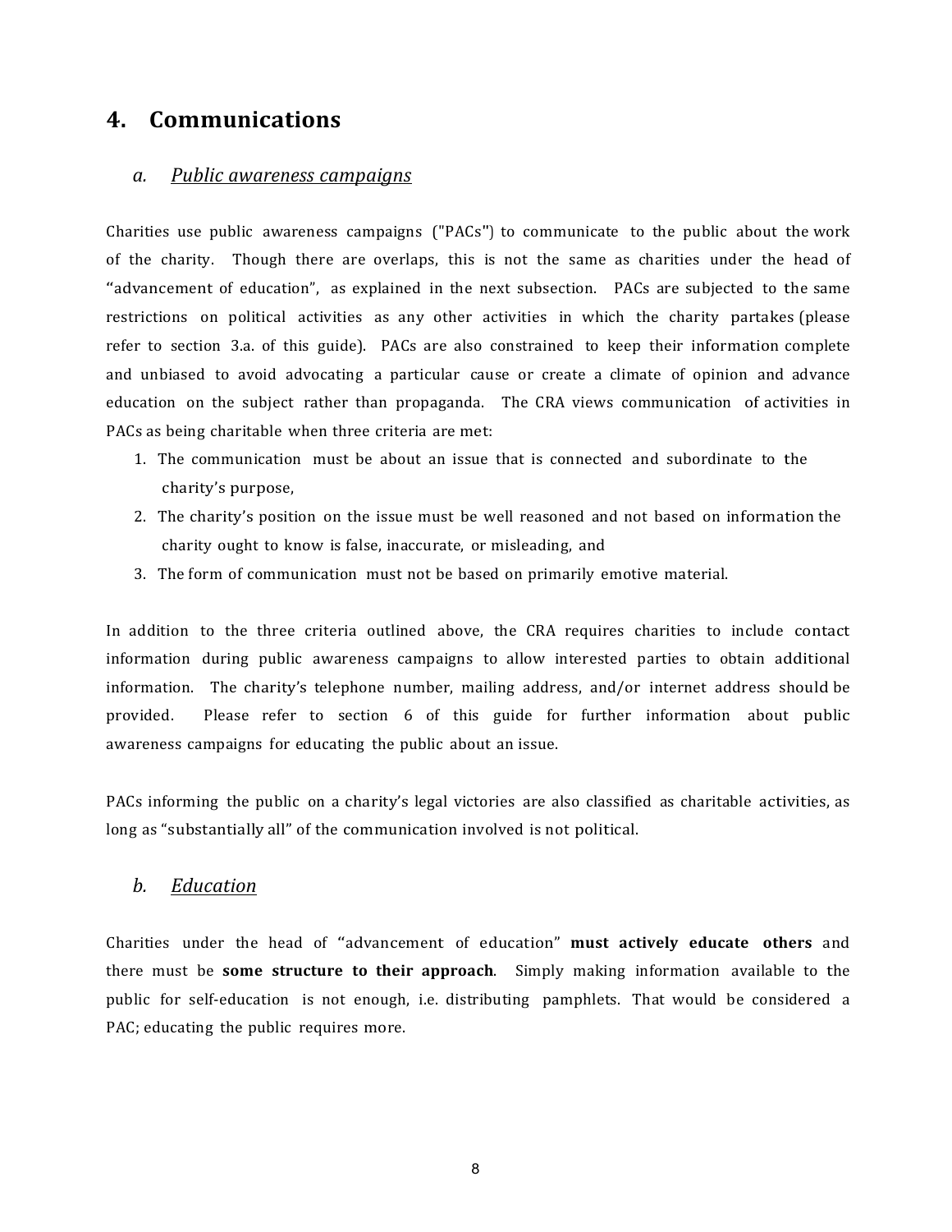## 4. Communications

### *a. Public awareness campaigns*

Charities use public awareness campaigns ("PACs") to communicate to the public about the work of the charity. Though there are overlaps, this is not the same as charities under the head of "advancement of education", as explained in the next subsection. PACs are subjected to the same restrictions on political activities as any other activities in which the charity partakes (please refer to section 3.a. of this guide). PACs are also constrained to keep their information complete and unbiased to avoid advocating a particular cause or create a climate of opinion and advance education on the subject rather than propaganda. The CRA views communication of activities in PACs as being charitable when three criteria are met:

1. The communication must be about an issue that is connected and subordinate to the charity's purpose,
2. The charity's position on the issue must be well reasoned and not based on information the charity ought to know is false, inaccurate, or misleading, and
3. The form of communication must not be based on primarily emotive material.

In addition to the three criteria outlined above, the CRA requires charities to include contact information during public awareness campaigns to allow interested parties to obtain additional information. The charity's telephone number, mailing address, and/or internet address should be provided. Please refer to section 6 of this guide for further information about public awareness campaigns for educating the public about an issue.

PACs informing the public on a charity's legal victories are also classified as charitable activities, as long as "substantially all" of the communication involved is not political.

### *b. Education*

Charities under the head of "advancement of education" **must actively educate others** and there must be **some structure to their approach**. Simply making information available to the public for self-education is not enough, i.e. distributing pamphlets. That would be considered a PAC; educating the public requires more.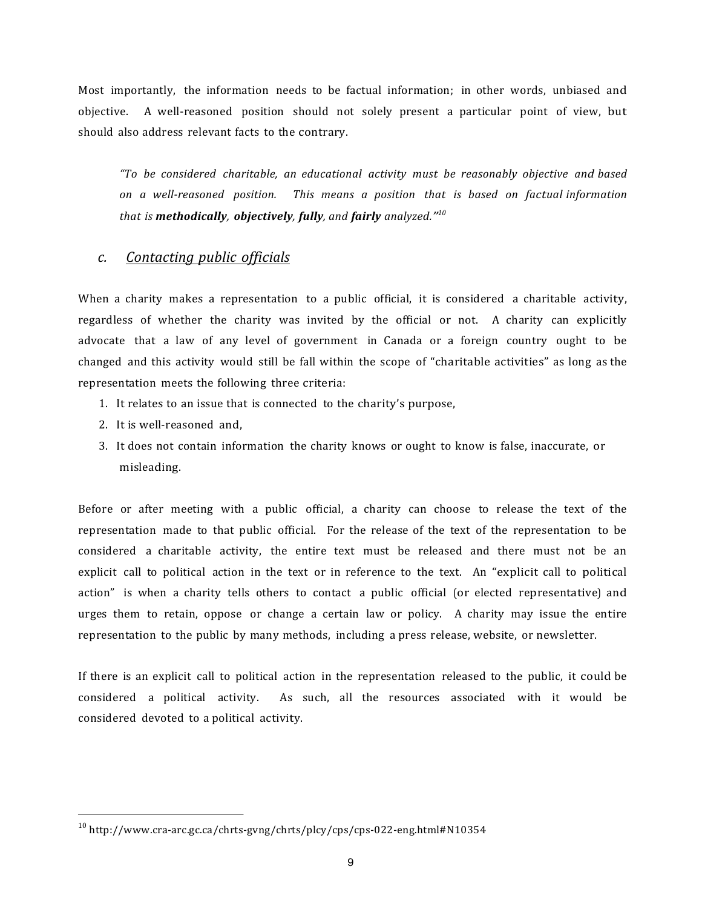Most importantly, the information needs to be factual information; in other words, unbiased and objective. A well-reasoned position should not solely present a particular point of view, but should also address relevant facts to the contrary.

> *"To be considered charitable, an educational activity must be reasonably objective and based on a well-reasoned position. This means a position that is based on factual information that is **methodically**, **objectively**, **fully**, and **fairly** analyzed."*[10]

### c. Contacting public officials

When a charity makes a representation to a public official, it is considered a charitable activity, regardless of whether the charity was invited by the official or not. A charity can explicitly advocate that a law of any level of government in Canada or a foreign country ought to be changed and this activity would still be fall within the scope of "charitable activities" as long as the representation meets the following three criteria:

1. It relates to an issue that is connected to the charity's purpose,
2. It is well-reasoned and,
3. It does not contain information the charity knows or ought to know is false, inaccurate, or misleading.

Before or after meeting with a public official, a charity can choose to release the text of the representation made to that public official. For the release of the text of the representation to be considered a charitable activity, the entire text must be released and there must not be an explicit call to political action in the text or in reference to the text. An "explicit call to political action" is when a charity tells others to contact a public official (or elected representative) and urges them to retain, oppose or change a certain law or policy. A charity may issue the entire representation to the public by many methods, including a press release, website, or newsletter.

If there is an explicit call to political action in the representation released to the public, it could be considered a political activity. As such, all the resources associated with it would be considered devoted to a political activity.

---

[10] http://www.cra-arc.gc.ca/chrts-gvng/chrts/plcy/cps/cps-022-eng.html#N10354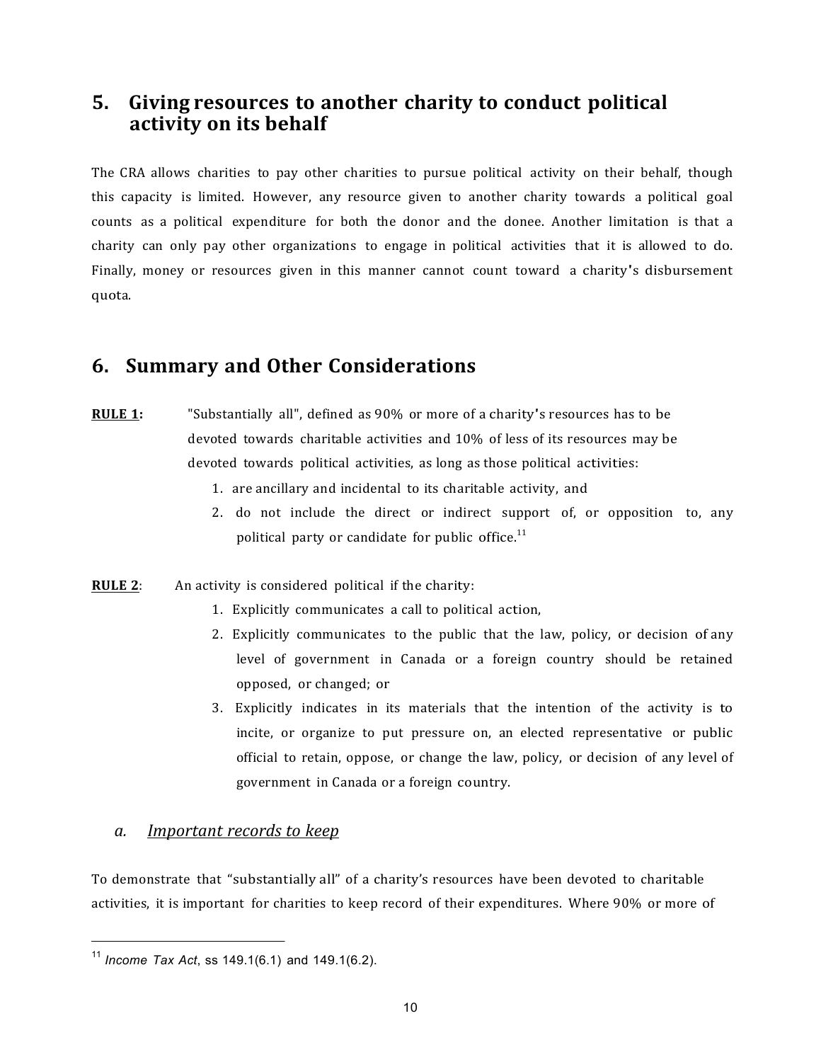## 5. Giving resources to another charity to conduct political activity on its behalf

The CRA allows charities to pay other charities to pursue political activity on their behalf, though this capacity is limited. However, any resource given to another charity towards a political goal counts as a political expenditure for both the donor and the donee. Another limitation is that a charity can only pay other organizations to engage in political activities that it is allowed to do. Finally, money or resources given in this manner cannot count toward a charity's disbursement quota.

## 6. Summary and Other Considerations

**RULE 1:** "Substantially all", defined as 90% or more of a charity's resources has to be devoted towards charitable activities and 10% of less of its resources may be devoted towards political activities, as long as those political activities:

1. are ancillary and incidental to its charitable activity, and
2. do not include the direct or indirect support of, or opposition to, any political party or candidate for public office.[11]

**RULE 2**: An activity is considered political if the charity:

1. Explicitly communicates a call to political action,
2. Explicitly communicates to the public that the law, policy, or decision of any level of government in Canada or a foreign country should be retained opposed, or changed; or
3. Explicitly indicates in its materials that the intention of the activity is to incite, or organize to put pressure on, an elected representative or public official to retain, oppose, or change the law, policy, or decision of any level of government in Canada or a foreign country.

### *a. Important records to keep*

To demonstrate that "substantially all" of a charity's resources have been devoted to charitable activities, it is important for charities to keep record of their expenditures. Where 90% or more of

[11] *Income Tax Act*, ss 149.1(6.1) and 149.1(6.2).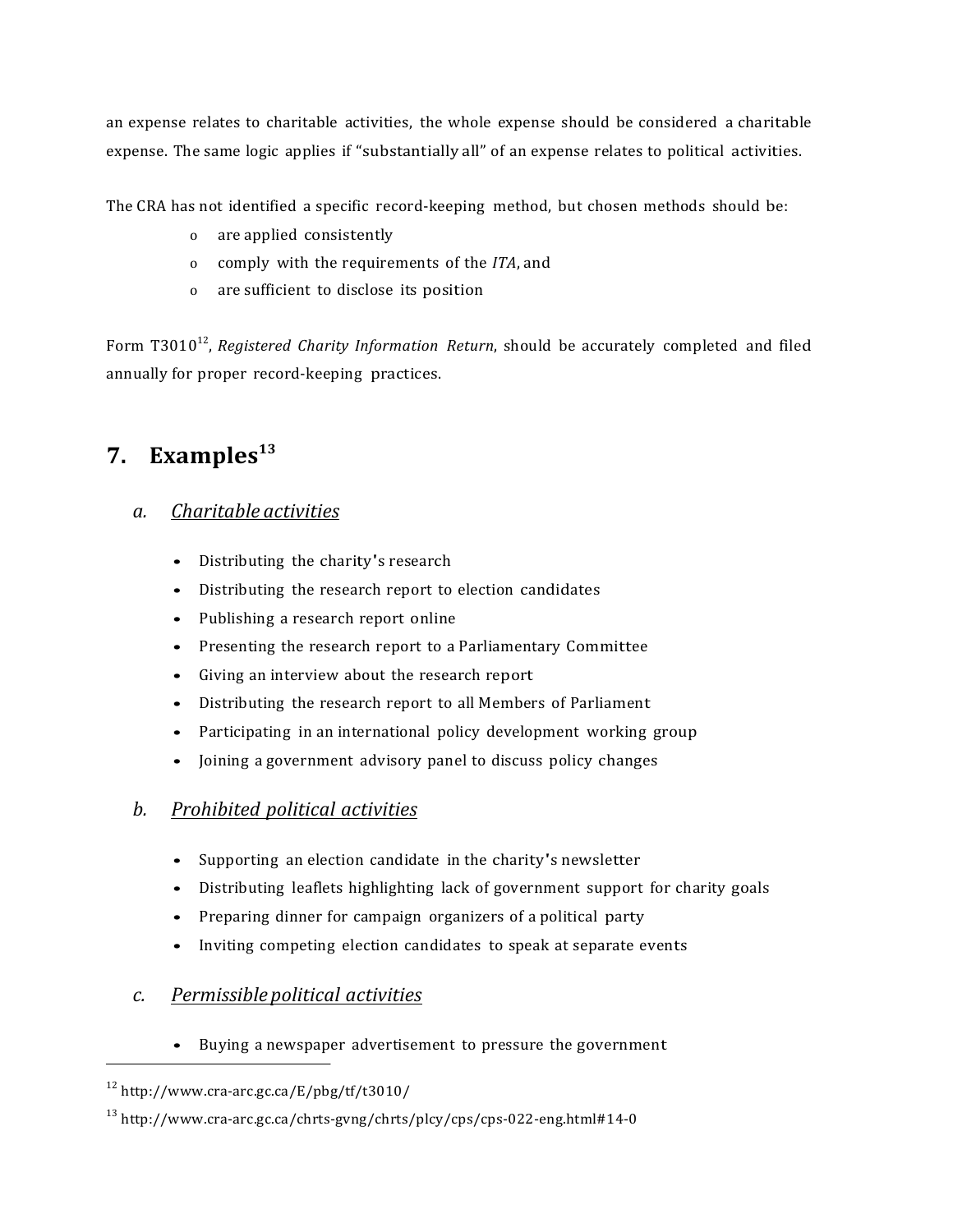an expense relates to charitable activities, the whole expense should be considered a charitable expense. The same logic applies if "substantially all" of an expense relates to political activities.

The CRA has not identified a specific record-keeping method, but chosen methods should be:

- are applied consistently
- comply with the requirements of the *ITA*, and
- are sufficient to disclose its position

Form T3010[12], *Registered Charity Information Return*, should be accurately completed and filed annually for proper record-keeping practices.

## 7. Examples[13]

### *a. Charitable activities*

- Distributing the charity's research
- Distributing the research report to election candidates
- Publishing a research report online
- Presenting the research report to a Parliamentary Committee
- Giving an interview about the research report
- Distributing the research report to all Members of Parliament
- Participating in an international policy development working group
- Joining a government advisory panel to discuss policy changes

### *b. Prohibited political activities*

- Supporting an election candidate in the charity's newsletter
- Distributing leaflets highlighting lack of government support for charity goals
- Preparing dinner for campaign organizers of a political party
- Inviting competing election candidates to speak at separate events

### *c. Permissible political activities*

- Buying a newspaper advertisement to pressure the government

---

[12] http://www.cra-arc.gc.ca/E/pbg/tf/t3010/

[13] http://www.cra-arc.gc.ca/chrts-gvng/chrts/plcy/cps/cps-022-eng.html#14-0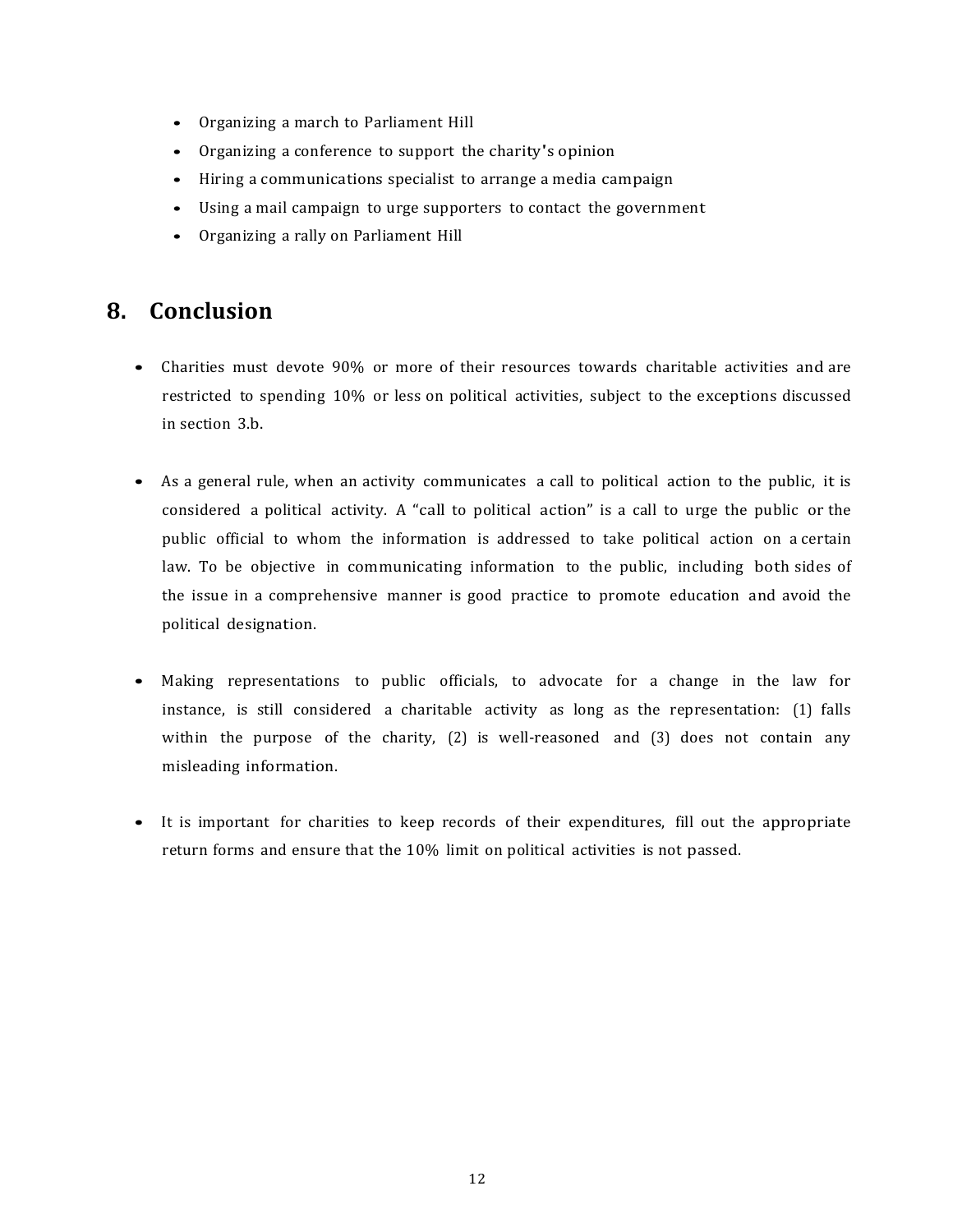- Organizing a march to Parliament Hill
- Organizing a conference to support the charity's opinion
- Hiring a communications specialist to arrange a media campaign
- Using a mail campaign to urge supporters to contact the government
- Organizing a rally on Parliament Hill

## 8. Conclusion

- Charities must devote 90% or more of their resources towards charitable activities and are restricted to spending 10% or less on political activities, subject to the exceptions discussed in section 3.b.

- As a general rule, when an activity communicates a call to political action to the public, it is considered a political activity. A "call to political action" is a call to urge the public or the public official to whom the information is addressed to take political action on a certain law. To be objective in communicating information to the public, including both sides of the issue in a comprehensive manner is good practice to promote education and avoid the political designation.

- Making representations to public officials, to advocate for a change in the law for instance, is still considered a charitable activity as long as the representation: (1) falls within the purpose of the charity, (2) is well-reasoned and (3) does not contain any misleading information.

- It is important for charities to keep records of their expenditures, fill out the appropriate return forms and ensure that the 10% limit on political activities is not passed.